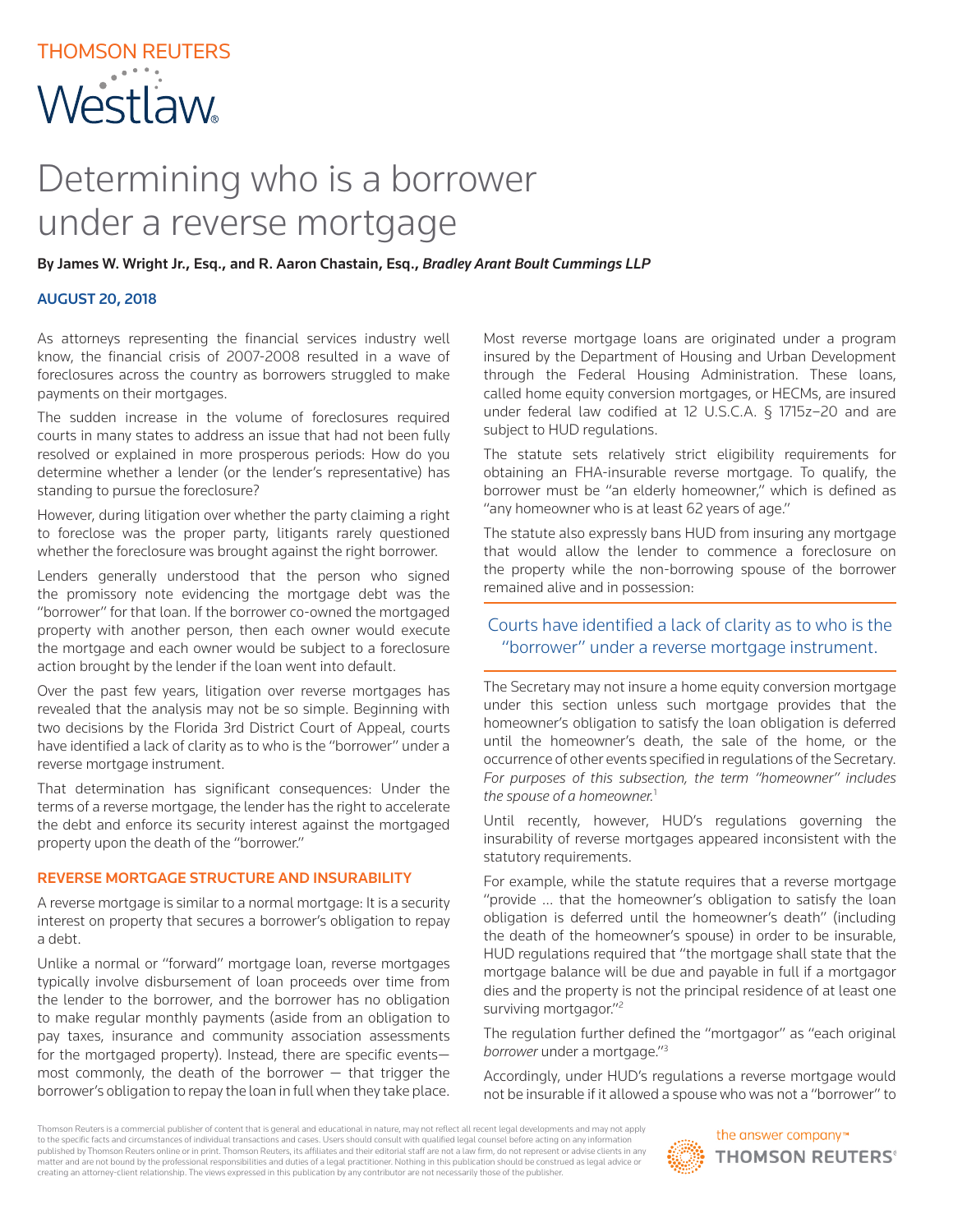THOMSON REUTERS

Westlaw

# Determining who is a borrower under a reverse mortgage

**By James W. Wright Jr., Esq., and R. Aaron Chastain, Esq.,** ***Bradley Arant Boult Cummings LLP***

**AUGUST 20, 2018**

As attorneys representing the financial services industry well know, the financial crisis of 2007-2008 resulted in a wave of foreclosures across the country as borrowers struggled to make payments on their mortgages.

The sudden increase in the volume of foreclosures required courts in many states to address an issue that had not been fully resolved or explained in more prosperous periods: How do you determine whether a lender (or the lender's representative) has standing to pursue the foreclosure?

However, during litigation over whether the party claiming a right to foreclose was the proper party, litigants rarely questioned whether the foreclosure was brought against the right borrower.

Lenders generally understood that the person who signed the promissory note evidencing the mortgage debt was the "borrower" for that loan. If the borrower co-owned the mortgaged property with another person, then each owner would execute the mortgage and each owner would be subject to a foreclosure action brought by the lender if the loan went into default.

Over the past few years, litigation over reverse mortgages has revealed that the analysis may not be so simple. Beginning with two decisions by the Florida 3rd District Court of Appeal, courts have identified a lack of clarity as to who is the "borrower" under a reverse mortgage instrument.

That determination has significant consequences: Under the terms of a reverse mortgage, the lender has the right to accelerate the debt and enforce its security interest against the mortgaged property upon the death of the "borrower."

## REVERSE MORTGAGE STRUCTURE AND INSURABILITY

A reverse mortgage is similar to a normal mortgage: It is a security interest on property that secures a borrower's obligation to repay a debt.

Unlike a normal or "forward" mortgage loan, reverse mortgages typically involve disbursement of loan proceeds over time from the lender to the borrower, and the borrower has no obligation to make regular monthly payments (aside from an obligation to pay taxes, insurance and community association assessments for the mortgaged property). Instead, there are specific events—most commonly, the death of the borrower — that trigger the borrower's obligation to repay the loan in full when they take place.

Most reverse mortgage loans are originated under a program insured by the Department of Housing and Urban Development through the Federal Housing Administration. These loans, called home equity conversion mortgages, or HECMs, are insured under federal law codified at 12 U.S.C.A. § 1715z–20 and are subject to HUD regulations.

The statute sets relatively strict eligibility requirements for obtaining an FHA-insurable reverse mortgage. To qualify, the borrower must be "an elderly homeowner," which is defined as "any homeowner who is at least 62 years of age."

The statute also expressly bans HUD from insuring any mortgage that would allow the lender to commence a foreclosure on the property while the non-borrowing spouse of the borrower remained alive and in possession:

> Courts have identified a lack of clarity as to who is the "borrower" under a reverse mortgage instrument.

The Secretary may not insure a home equity conversion mortgage under this section unless such mortgage provides that the homeowner's obligation to satisfy the loan obligation is deferred until the homeowner's death, the sale of the home, or the occurrence of other events specified in regulations of the Secretary. *For purposes of this subsection, the term "homeowner" includes the spouse of a homeowner.*[1]

Until recently, however, HUD's regulations governing the insurability of reverse mortgages appeared inconsistent with the statutory requirements.

For example, while the statute requires that a reverse mortgage "provide … that the homeowner's obligation to satisfy the loan obligation is deferred until the homeowner's death" (including the death of the homeowner's spouse) in order to be insurable, HUD regulations required that "the mortgage shall state that the mortgage balance will be due and payable in full if a mortgagor dies and the property is not the principal residence of at least one surviving mortgagor."[2]

The regulation further defined the "mortgagor" as "each original *borrower* under a mortgage."[3]

Accordingly, under HUD's regulations a reverse mortgage would not be insurable if it allowed a spouse who was not a "borrower" to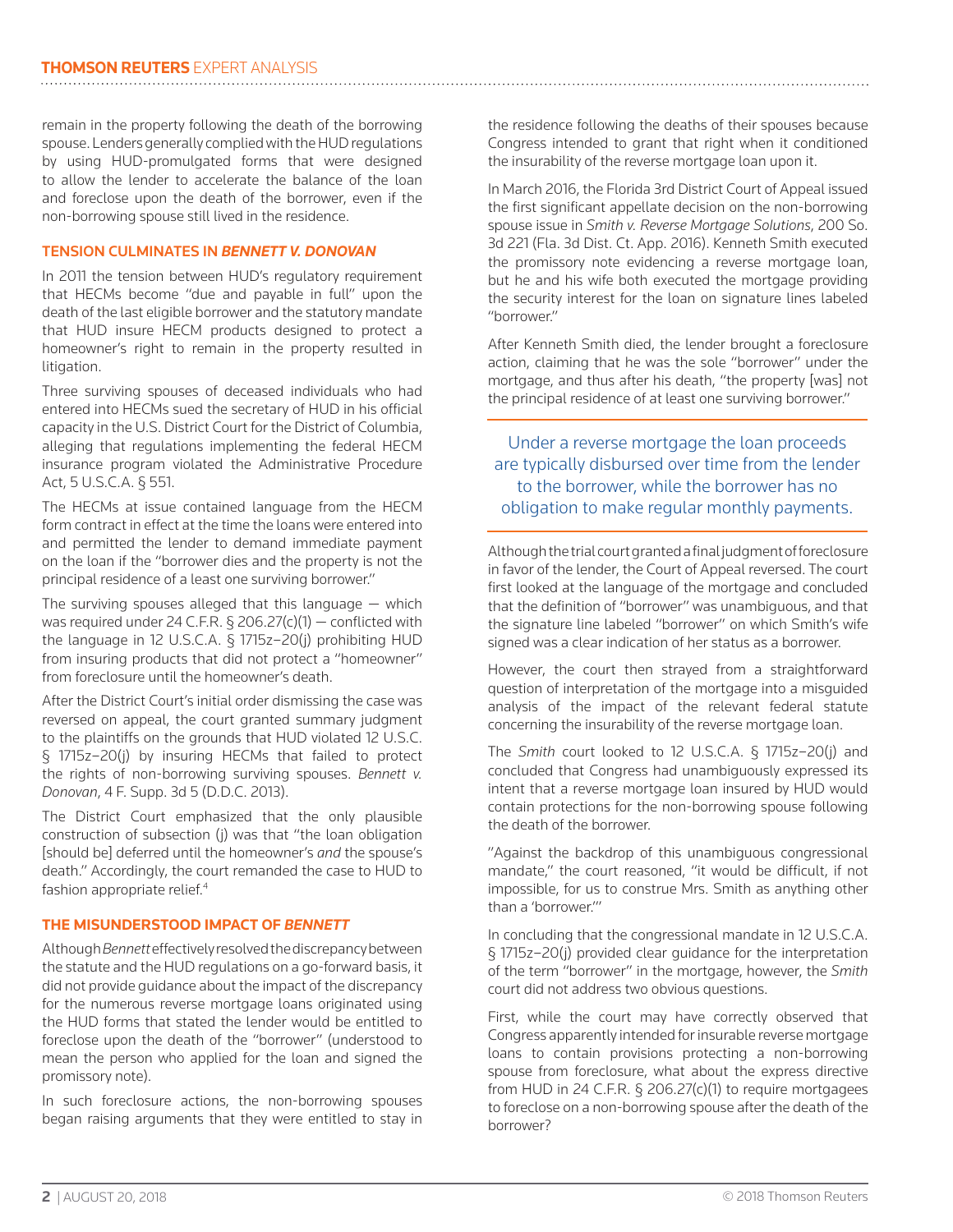remain in the property following the death of the borrowing spouse. Lenders generally complied with the HUD regulations by using HUD-promulgated forms that were designed to allow the lender to accelerate the balance of the loan and foreclose upon the death of the borrower, even if the non-borrowing spouse still lived in the residence.

### TENSION CULMINATES IN *BENNETT V. DONOVAN*

In 2011 the tension between HUD's regulatory requirement that HECMs become "due and payable in full" upon the death of the last eligible borrower and the statutory mandate that HUD insure HECM products designed to protect a homeowner's right to remain in the property resulted in litigation.

Three surviving spouses of deceased individuals who had entered into HECMs sued the secretary of HUD in his official capacity in the U.S. District Court for the District of Columbia, alleging that regulations implementing the federal HECM insurance program violated the Administrative Procedure Act, 5 U.S.C.A. § 551.

The HECMs at issue contained language from the HECM form contract in effect at the time the loans were entered into and permitted the lender to demand immediate payment on the loan if the "borrower dies and the property is not the principal residence of a least one surviving borrower."

The surviving spouses alleged that this language — which was required under 24 C.F.R. § 206.27(c)(1) — conflicted with the language in 12 U.S.C.A. § 1715z–20(j) prohibiting HUD from insuring products that did not protect a "homeowner" from foreclosure until the homeowner's death.

After the District Court's initial order dismissing the case was reversed on appeal, the court granted summary judgment to the plaintiffs on the grounds that HUD violated 12 U.S.C. § 1715z–20(j) by insuring HECMs that failed to protect the rights of non-borrowing surviving spouses. *Bennett v. Donovan*, 4 F. Supp. 3d 5 (D.D.C. 2013).

The District Court emphasized that the only plausible construction of subsection (j) was that "the loan obligation [should be] deferred until the homeowner's *and* the spouse's death." Accordingly, the court remanded the case to HUD to fashion appropriate relief.[4]

### THE MISUNDERSTOOD IMPACT OF *BENNETT*

Although *Bennett* effectively resolved the discrepancy between the statute and the HUD regulations on a go-forward basis, it did not provide guidance about the impact of the discrepancy for the numerous reverse mortgage loans originated using the HUD forms that stated the lender would be entitled to foreclose upon the death of the "borrower" (understood to mean the person who applied for the loan and signed the promissory note).

In such foreclosure actions, the non-borrowing spouses began raising arguments that they were entitled to stay in the residence following the deaths of their spouses because Congress intended to grant that right when it conditioned the insurability of the reverse mortgage loan upon it.

In March 2016, the Florida 3rd District Court of Appeal issued the first significant appellate decision on the non-borrowing spouse issue in *Smith v. Reverse Mortgage Solutions*, 200 So. 3d 221 (Fla. 3d Dist. Ct. App. 2016). Kenneth Smith executed the promissory note evidencing a reverse mortgage loan, but he and his wife both executed the mortgage providing the security interest for the loan on signature lines labeled "borrower."

After Kenneth Smith died, the lender brought a foreclosure action, claiming that he was the sole "borrower" under the mortgage, and thus after his death, "the property [was] not the principal residence of at least one surviving borrower."

> Under a reverse mortgage the loan proceeds are typically disbursed over time from the lender to the borrower, while the borrower has no obligation to make regular monthly payments.

Although the trial court granted a final judgment of foreclosure in favor of the lender, the Court of Appeal reversed. The court first looked at the language of the mortgage and concluded that the definition of "borrower" was unambiguous, and that the signature line labeled "borrower" on which Smith's wife signed was a clear indication of her status as a borrower.

However, the court then strayed from a straightforward question of interpretation of the mortgage into a misguided analysis of the impact of the relevant federal statute concerning the insurability of the reverse mortgage loan.

The *Smith* court looked to 12 U.S.C.A. § 1715z–20(j) and concluded that Congress had unambiguously expressed its intent that a reverse mortgage loan insured by HUD would contain protections for the non-borrowing spouse following the death of the borrower.

"Against the backdrop of this unambiguous congressional mandate," the court reasoned, "it would be difficult, if not impossible, for us to construe Mrs. Smith as anything other than a 'borrower.'"

In concluding that the congressional mandate in 12 U.S.C.A. § 1715z–20(j) provided clear guidance for the interpretation of the term "borrower" in the mortgage, however, the *Smith* court did not address two obvious questions.

First, while the court may have correctly observed that Congress apparently intended for insurable reverse mortgage loans to contain provisions protecting a non-borrowing spouse from foreclosure, what about the express directive from HUD in 24 C.F.R. § 206.27(c)(1) to require mortgagees to foreclose on a non-borrowing spouse after the death of the borrower?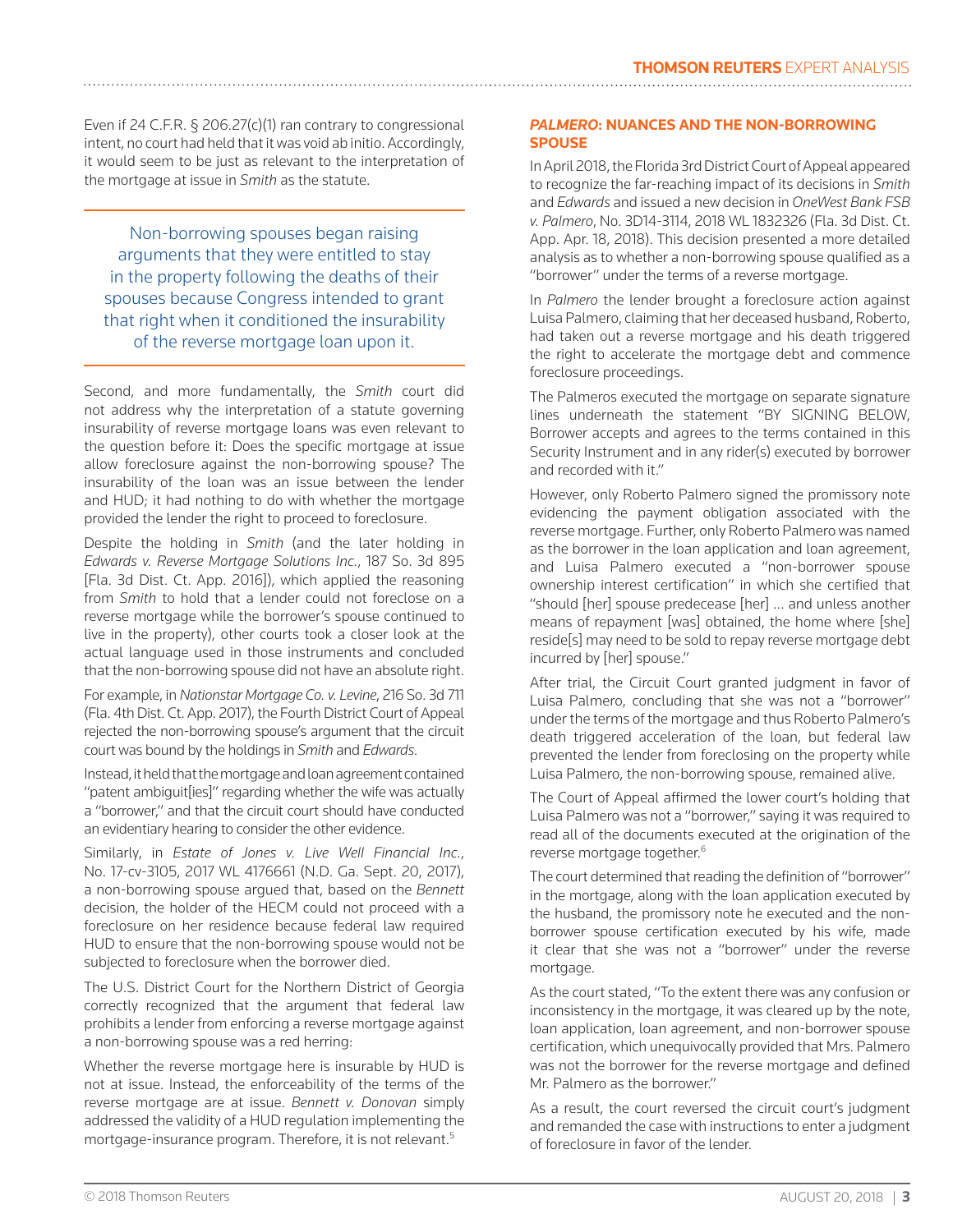Even if 24 C.F.R. § 206.27(c)(1) ran contrary to congressional intent, no court had held that it was void ab initio. Accordingly, it would seem to be just as relevant to the interpretation of the mortgage at issue in *Smith* as the statute.

> Non-borrowing spouses began raising arguments that they were entitled to stay in the property following the deaths of their spouses because Congress intended to grant that right when it conditioned the insurability of the reverse mortgage loan upon it.

Second, and more fundamentally, the *Smith* court did not address why the interpretation of a statute governing insurability of reverse mortgage loans was even relevant to the question before it: Does the specific mortgage at issue allow foreclosure against the non-borrowing spouse? The insurability of the loan was an issue between the lender and HUD; it had nothing to do with whether the mortgage provided the lender the right to proceed to foreclosure.

Despite the holding in *Smith* (and the later holding in *Edwards v. Reverse Mortgage Solutions Inc.*, 187 So. 3d 895 [Fla. 3d Dist. Ct. App. 2016]), which applied the reasoning from *Smith* to hold that a lender could not foreclose on a reverse mortgage while the borrower's spouse continued to live in the property), other courts took a closer look at the actual language used in those instruments and concluded that the non-borrowing spouse did not have an absolute right.

For example, in *Nationstar Mortgage Co. v. Levine*, 216 So. 3d 711 (Fla. 4th Dist. Ct. App. 2017), the Fourth District Court of Appeal rejected the non-borrowing spouse's argument that the circuit court was bound by the holdings in *Smith* and *Edwards*.

Instead, it held that the mortgage and loan agreement contained "patent ambiguit[ies]" regarding whether the wife was actually a "borrower," and that the circuit court should have conducted an evidentiary hearing to consider the other evidence.

Similarly, in *Estate of Jones v. Live Well Financial Inc.*, No. 17-cv-3105, 2017 WL 4176661 (N.D. Ga. Sept. 20, 2017), a non-borrowing spouse argued that, based on the *Bennett* decision, the holder of the HECM could not proceed with a foreclosure on her residence because federal law required HUD to ensure that the non-borrowing spouse would not be subjected to foreclosure when the borrower died.

The U.S. District Court for the Northern District of Georgia correctly recognized that the argument that federal law prohibits a lender from enforcing a reverse mortgage against a non-borrowing spouse was a red herring:

Whether the reverse mortgage here is insurable by HUD is not at issue. Instead, the enforceability of the terms of the reverse mortgage are at issue. *Bennett v. Donovan* simply addressed the validity of a HUD regulation implementing the mortgage-insurance program. Therefore, it is not relevant.[5]

## *PALMERO*: NUANCES AND THE NON-BORROWING SPOUSE

In April 2018, the Florida 3rd District Court of Appeal appeared to recognize the far-reaching impact of its decisions in *Smith* and *Edwards* and issued a new decision in *OneWest Bank FSB v. Palmero*, No. 3D14-3114, 2018 WL 1832326 (Fla. 3d Dist. Ct. App. Apr. 18, 2018). This decision presented a more detailed analysis as to whether a non-borrowing spouse qualified as a "borrower" under the terms of a reverse mortgage.

In *Palmero* the lender brought a foreclosure action against Luisa Palmero, claiming that her deceased husband, Roberto, had taken out a reverse mortgage and his death triggered the right to accelerate the mortgage debt and commence foreclosure proceedings.

The Palmeros executed the mortgage on separate signature lines underneath the statement "BY SIGNING BELOW, Borrower accepts and agrees to the terms contained in this Security Instrument and in any rider(s) executed by borrower and recorded with it."

However, only Roberto Palmero signed the promissory note evidencing the payment obligation associated with the reverse mortgage. Further, only Roberto Palmero was named as the borrower in the loan application and loan agreement, and Luisa Palmero executed a "non-borrower spouse ownership interest certification" in which she certified that "should [her] spouse predecease [her] … and unless another means of repayment [was] obtained, the home where [she] reside[s] may need to be sold to repay reverse mortgage debt incurred by [her] spouse."

After trial, the Circuit Court granted judgment in favor of Luisa Palmero, concluding that she was not a "borrower" under the terms of the mortgage and thus Roberto Palmero's death triggered acceleration of the loan, but federal law prevented the lender from foreclosing on the property while Luisa Palmero, the non-borrowing spouse, remained alive.

The Court of Appeal affirmed the lower court's holding that Luisa Palmero was not a "borrower," saying it was required to read all of the documents executed at the origination of the reverse mortgage together.[6]

The court determined that reading the definition of "borrower" in the mortgage, along with the loan application executed by the husband, the promissory note he executed and the non-borrower spouse certification executed by his wife, made it clear that she was not a "borrower" under the reverse mortgage.

As the court stated, "To the extent there was any confusion or inconsistency in the mortgage, it was cleared up by the note, loan application, loan agreement, and non-borrower spouse certification, which unequivocally provided that Mrs. Palmero was not the borrower for the reverse mortgage and defined Mr. Palmero as the borrower."

As a result, the court reversed the circuit court's judgment and remanded the case with instructions to enter a judgment of foreclosure in favor of the lender.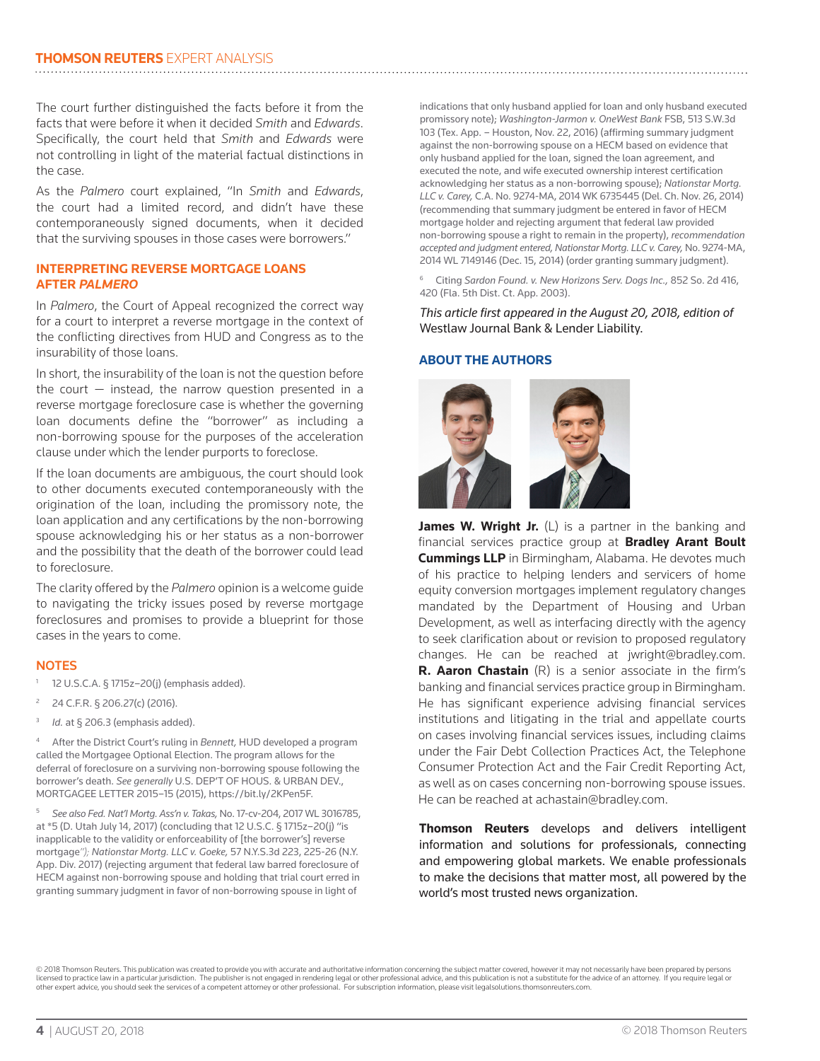The court further distinguished the facts before it from the facts that were before it when it decided *Smith* and *Edwards*. Specifically, the court held that *Smith* and *Edwards* were not controlling in light of the material factual distinctions in the case.

As the *Palmero* court explained, "In *Smith* and *Edwards*, the court had a limited record, and didn't have these contemporaneously signed documents, when it decided that the surviving spouses in those cases were borrowers."

## INTERPRETING REVERSE MORTGAGE LOANS AFTER *PALMERO*

In *Palmero*, the Court of Appeal recognized the correct way for a court to interpret a reverse mortgage in the context of the conflicting directives from HUD and Congress as to the insurability of those loans.

In short, the insurability of the loan is not the question before the court — instead, the narrow question presented in a reverse mortgage foreclosure case is whether the governing loan documents define the "borrower" as including a non-borrowing spouse for the purposes of the acceleration clause under which the lender purports to foreclose.

If the loan documents are ambiguous, the court should look to other documents executed contemporaneously with the origination of the loan, including the promissory note, the loan application and any certifications by the non-borrowing spouse acknowledging his or her status as a non-borrower and the possibility that the death of the borrower could lead to foreclosure.

The clarity offered by the *Palmero* opinion is a welcome guide to navigating the tricky issues posed by reverse mortgage foreclosures and promises to provide a blueprint for those cases in the years to come.

## NOTES

[1] 12 U.S.C.A. § 1715z–20(j) (emphasis added).

[2] 24 C.F.R. § 206.27(c) (2016).

[3] *Id.* at § 206.3 (emphasis added).

[4] After the District Court's ruling in *Bennett*, HUD developed a program called the Mortgagee Optional Election. The program allows for the deferral of foreclosure on a surviving non-borrowing spouse following the borrower's death. *See generally* U.S. DEP'T OF HOUS. & URBAN DEV., MORTGAGEE LETTER 2015–15 (2015), https://bit.ly/2KPen5F.

[5] *See also Fed. Nat'l Mortg. Ass'n v. Takas,* No. 17-cv-204, 2017 WL 3016785, at *5 (D. Utah July 14, 2017) (concluding that 12 U.S.C. § 1715z–20(j) "is inapplicable to the validity or enforceability of [the borrower's] reverse mortgage"); *Nationstar Mortg. LLC v. Goeke,* 57 N.Y.S.3d 223, 225-26 (N.Y. App. Div. 2017) (rejecting argument that federal law barred foreclosure of HECM against non-borrowing spouse and holding that trial court erred in granting summary judgment in favor of non-borrowing spouse in light of indications that only husband applied for loan and only husband executed promissory note); *Washington-Jarmon v. OneWest Bank* FSB, 513 S.W.3d 103 (Tex. App. – Houston, Nov. 22, 2016) (affirming summary judgment against the non-borrowing spouse on a HECM based on evidence that only husband applied for the loan, signed the loan agreement, and executed the note, and wife executed ownership interest certification acknowledging her status as a non-borrowing spouse); *Nationstar Mortg. LLC v. Carey,* C.A. No. 9274-MA, 2014 WK 6735445 (Del. Ch. Nov. 26, 2014) (recommending that summary judgment be entered in favor of HECM mortgage holder and rejecting argument that federal law provided non-borrowing spouse a right to remain in the property), *recommendation accepted and judgment entered, Nationstar Mortg. LLC v. Carey,* No. 9274-MA, 2014 WL 7149146 (Dec. 15, 2014) (order granting summary judgment).

[6] Citing *Sardon Found. v. New Horizons Serv. Dogs Inc.,* 852 So. 2d 416, 420 (Fla. 5th Dist. Ct. App. 2003).

*This article first appeared in the August 20, 2018, edition of* Westlaw Journal Bank & Lender Liability.

## ABOUT THE AUTHORS

**James W. Wright Jr.** (L) is a partner in the banking and financial services practice group at **Bradley Arant Boult Cummings LLP** in Birmingham, Alabama. He devotes much of his practice to helping lenders and servicers of home equity conversion mortgages implement regulatory changes mandated by the Department of Housing and Urban Development, as well as interfacing directly with the agency to seek clarification about or revision to proposed regulatory changes. He can be reached at jwright@bradley.com. **R. Aaron Chastain** (R) is a senior associate in the firm's banking and financial services practice group in Birmingham. He has significant experience advising financial services institutions and litigating in the trial and appellate courts on cases involving financial services issues, including claims under the Fair Debt Collection Practices Act, the Telephone Consumer Protection Act and the Fair Credit Reporting Act, as well as on cases concerning non-borrowing spouse issues. He can be reached at achastain@bradley.com.

**Thomson Reuters** develops and delivers intelligent information and solutions for professionals, connecting and empowering global markets. We enable professionals to make the decisions that matter most, all powered by the world's most trusted news organization.

© 2018 Thomson Reuters. This publication was created to provide you with accurate and authoritative information concerning the subject matter covered, however it may not necessarily have been prepared by persons licensed to practice law in a particular jurisdiction. The publisher is not engaged in rendering legal or other professional advice, and this publication is not a substitute for the advice of an attorney. If you require legal or other expert advice, you should seek the services of a competent attorney or other professional. For subscription information, please visit legalsolutions.thomsonreuters.com.